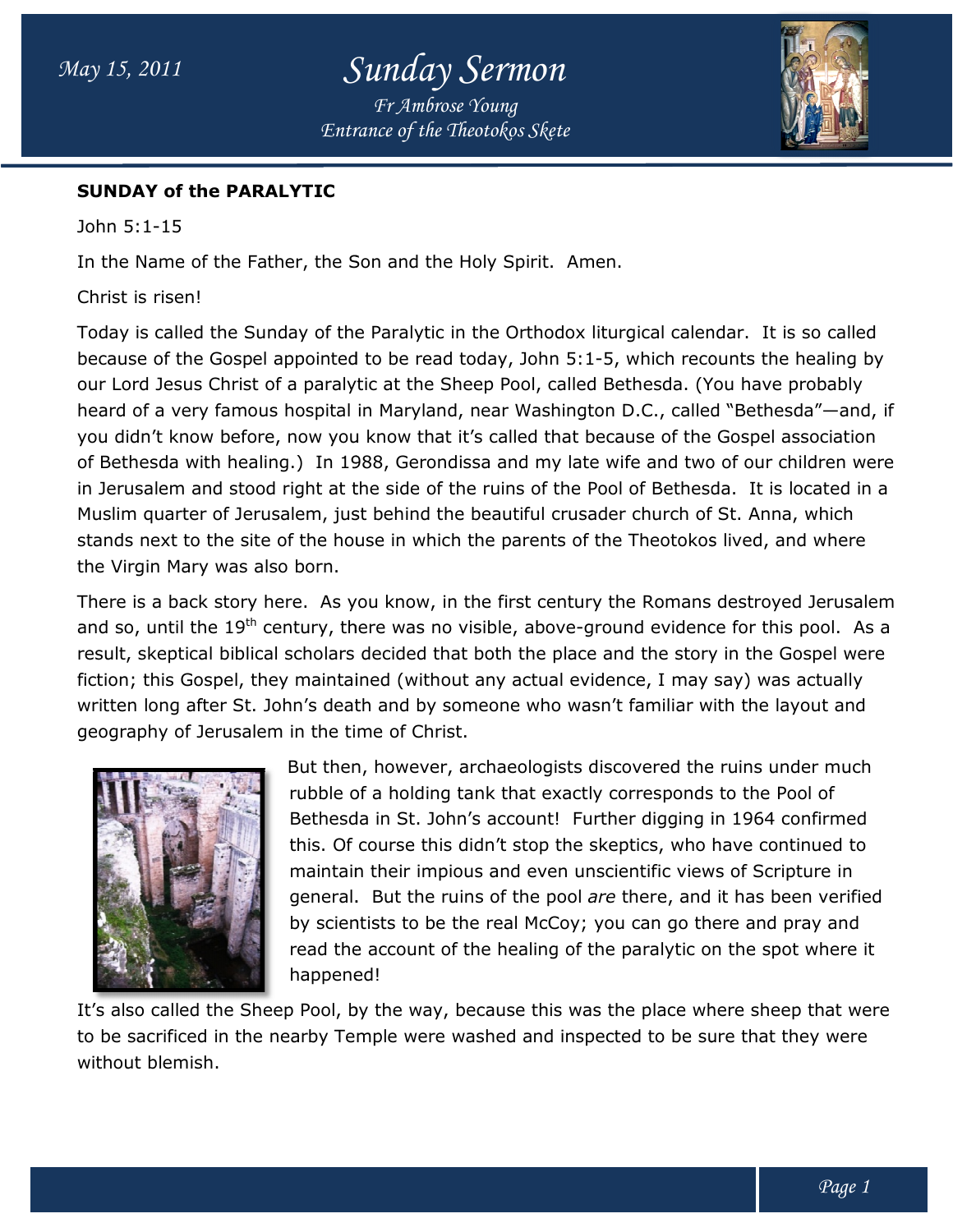**SUNDAY of the PARALYTIC**

John 5:1-15

In the Name of the Father, the Son and the Holy Spirit. Amen.

Christ is risen!

Today is called the Sunday of the Paralytic in the Orthodox liturgical calendar. It is so called because of the Gospel appointed to be read today, John 5:1-5, which recounts the healing by our Lord Jesus Christ of a paralytic at the Sheep Pool, called Bethesda. (You have probably heard of a very famous hospital in Maryland, near Washington D.C., called "Bethesda"—and, if you didn't know before, now you know that it's called that because of the Gospel association of Bethesda with healing.) In 1988, Gerondissa and my late wife and two of our children were in Jerusalem and stood right at the side of the ruins of the Pool of Bethesda. It is located in a Muslim quarter of Jerusalem, just behind the beautiful crusader church of St. Anna, which stands next to the site of the house in which the parents of the Theotokos lived, and where the Virgin Mary was also born.

There is a back story here. As you know, in the first century the Romans destroyed Jerusalem and so, until the 19th century, there was no visible, above-ground evidence for this pool. As a result, skeptical biblical scholars decided that both the place and the story in the Gospel were fiction; this Gospel, they maintained (without any actual evidence, I may say) was actually written long after St. John's death and by someone who wasn't familiar with the layout and geography of Jerusalem in the time of Christ.

But then, however, archaeologists discovered the ruins under much rubble of a holding tank that exactly corresponds to the Pool of Bethesda in St. John's account! Further digging in 1964 confirmed this. Of course this didn't stop the skeptics, who have continued to maintain their impious and even unscientific views of Scripture in general. But the ruins of the pool *are* there, and it has been verified by scientists to be the real McCoy; you can go there and pray and read the account of the healing of the paralytic on the spot where it happened!

It's also called the Sheep Pool, by the way, because this was the place where sheep that were to be sacrificed in the nearby Temple were washed and inspected to be sure that they were without blemish.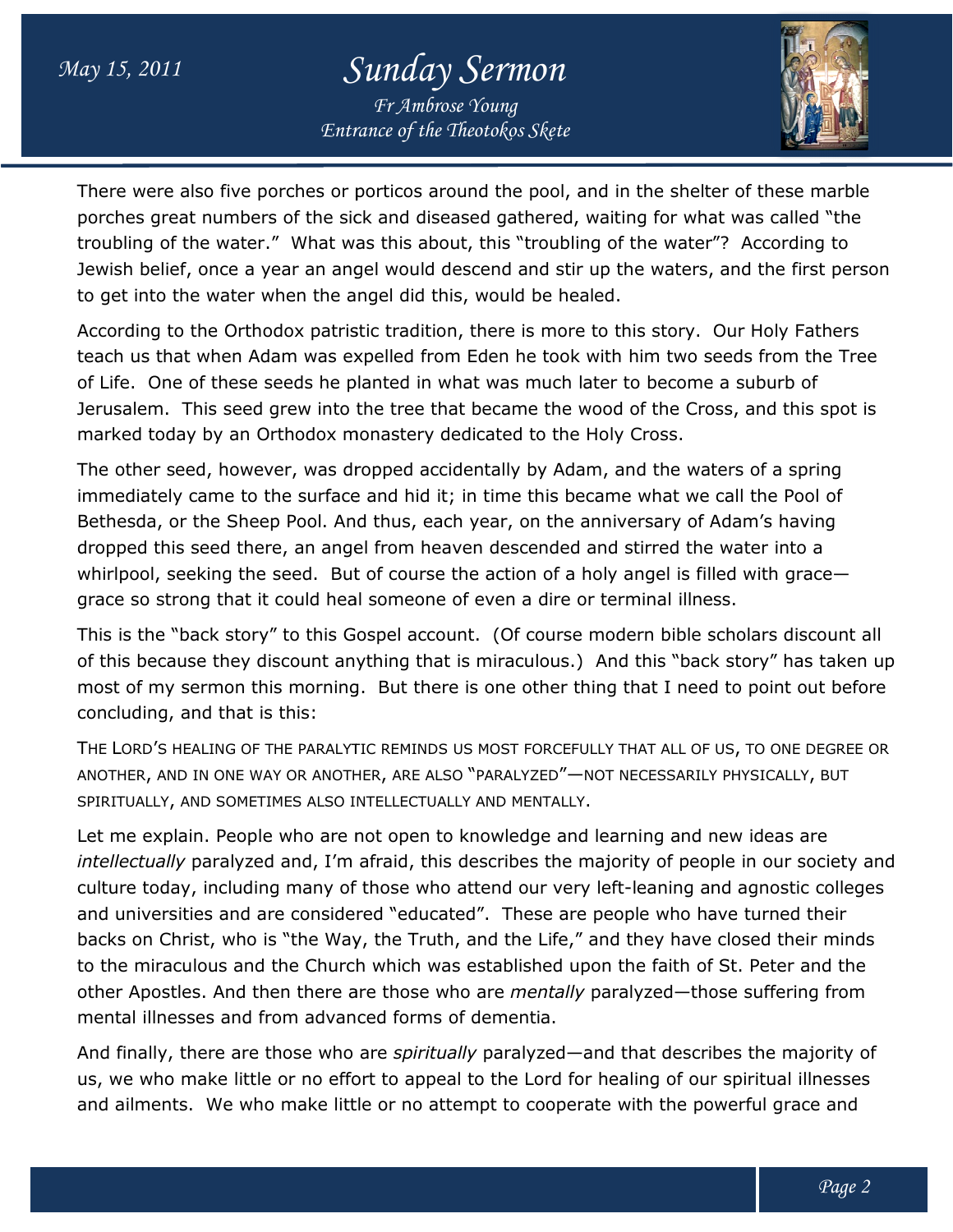There were also five porches or porticos around the pool, and in the shelter of these marble porches great numbers of the sick and diseased gathered, waiting for what was called "the troubling of the water." What was this about, this "troubling of the water"? According to Jewish belief, once a year an angel would descend and stir up the waters, and the first person to get into the water when the angel did this, would be healed.

According to the Orthodox patristic tradition, there is more to this story. Our Holy Fathers teach us that when Adam was expelled from Eden he took with him two seeds from the Tree of Life. One of these seeds he planted in what was much later to become a suburb of Jerusalem. This seed grew into the tree that became the wood of the Cross, and this spot is marked today by an Orthodox monastery dedicated to the Holy Cross.

The other seed, however, was dropped accidentally by Adam, and the waters of a spring immediately came to the surface and hid it; in time this became what we call the Pool of Bethesda, or the Sheep Pool. And thus, each year, on the anniversary of Adam's having dropped this seed there, an angel from heaven descended and stirred the water into a whirlpool, seeking the seed. But of course the action of a holy angel is filled with grace—grace so strong that it could heal someone of even a dire or terminal illness.

This is the "back story" to this Gospel account. (Of course modern bible scholars discount all of this because they discount anything that is miraculous.) And this "back story" has taken up most of my sermon this morning. But there is one other thing that I need to point out before concluding, and that is this:

THE LORD'S HEALING OF THE PARALYTIC REMINDS US MOST FORCEFULLY THAT ALL OF US, TO ONE DEGREE OR ANOTHER, AND IN ONE WAY OR ANOTHER, ARE ALSO "PARALYZED"—NOT NECESSARILY PHYSICALLY, BUT SPIRITUALLY, AND SOMETIMES ALSO INTELLECTUALLY AND MENTALLY.

Let me explain. People who are not open to knowledge and learning and new ideas are *intellectually* paralyzed and, I'm afraid, this describes the majority of people in our society and culture today, including many of those who attend our very left-leaning and agnostic colleges and universities and are considered "educated". These are people who have turned their backs on Christ, who is "the Way, the Truth, and the Life," and they have closed their minds to the miraculous and the Church which was established upon the faith of St. Peter and the other Apostles. And then there are those who are *mentally* paralyzed—those suffering from mental illnesses and from advanced forms of dementia.

And finally, there are those who are *spiritually* paralyzed—and that describes the majority of us, we who make little or no effort to appeal to the Lord for healing of our spiritual illnesses and ailments. We who make little or no attempt to cooperate with the powerful grace and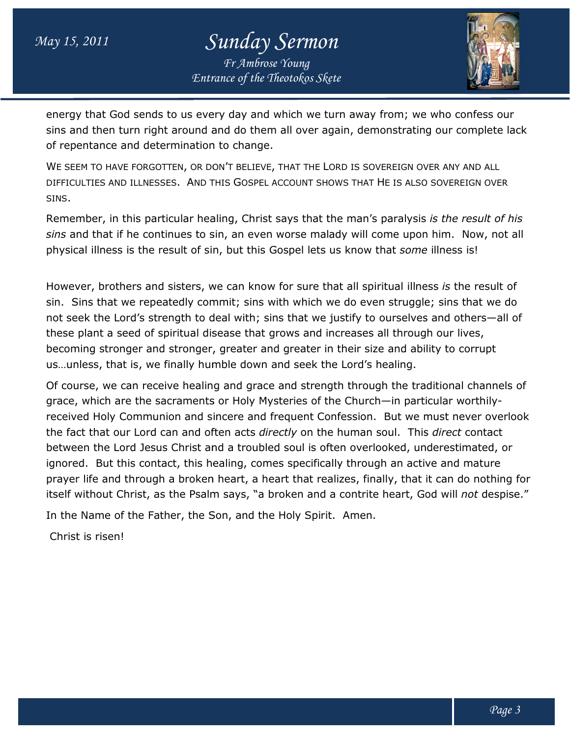energy that God sends to us every day and which we turn away from; we who confess our sins and then turn right around and do them all over again, demonstrating our complete lack of repentance and determination to change.

WE SEEM TO HAVE FORGOTTEN, OR DON'T BELIEVE, THAT THE LORD IS SOVEREIGN OVER ANY AND ALL DIFFICULTIES AND ILLNESSES. AND THIS GOSPEL ACCOUNT SHOWS THAT HE IS ALSO SOVEREIGN OVER SINS.

Remember, in this particular healing, Christ says that the man's paralysis *is the result of his sins* and that if he continues to sin, an even worse malady will come upon him. Now, not all physical illness is the result of sin, but this Gospel lets us know that *some* illness is!

However, brothers and sisters, we can know for sure that all spiritual illness *is* the result of sin. Sins that we repeatedly commit; sins with which we do even struggle; sins that we do not seek the Lord's strength to deal with; sins that we justify to ourselves and others—all of these plant a seed of spiritual disease that grows and increases all through our lives, becoming stronger and stronger, greater and greater in their size and ability to corrupt us…unless, that is, we finally humble down and seek the Lord's healing.

Of course, we can receive healing and grace and strength through the traditional channels of grace, which are the sacraments or Holy Mysteries of the Church—in particular worthily-received Holy Communion and sincere and frequent Confession. But we must never overlook the fact that our Lord can and often acts *directly* on the human soul. This *direct* contact between the Lord Jesus Christ and a troubled soul is often overlooked, underestimated, or ignored. But this contact, this healing, comes specifically through an active and mature prayer life and through a broken heart, a heart that realizes, finally, that it can do nothing for itself without Christ, as the Psalm says, "a broken and a contrite heart, God will *not* despise."

In the Name of the Father, the Son, and the Holy Spirit. Amen.

Christ is risen!